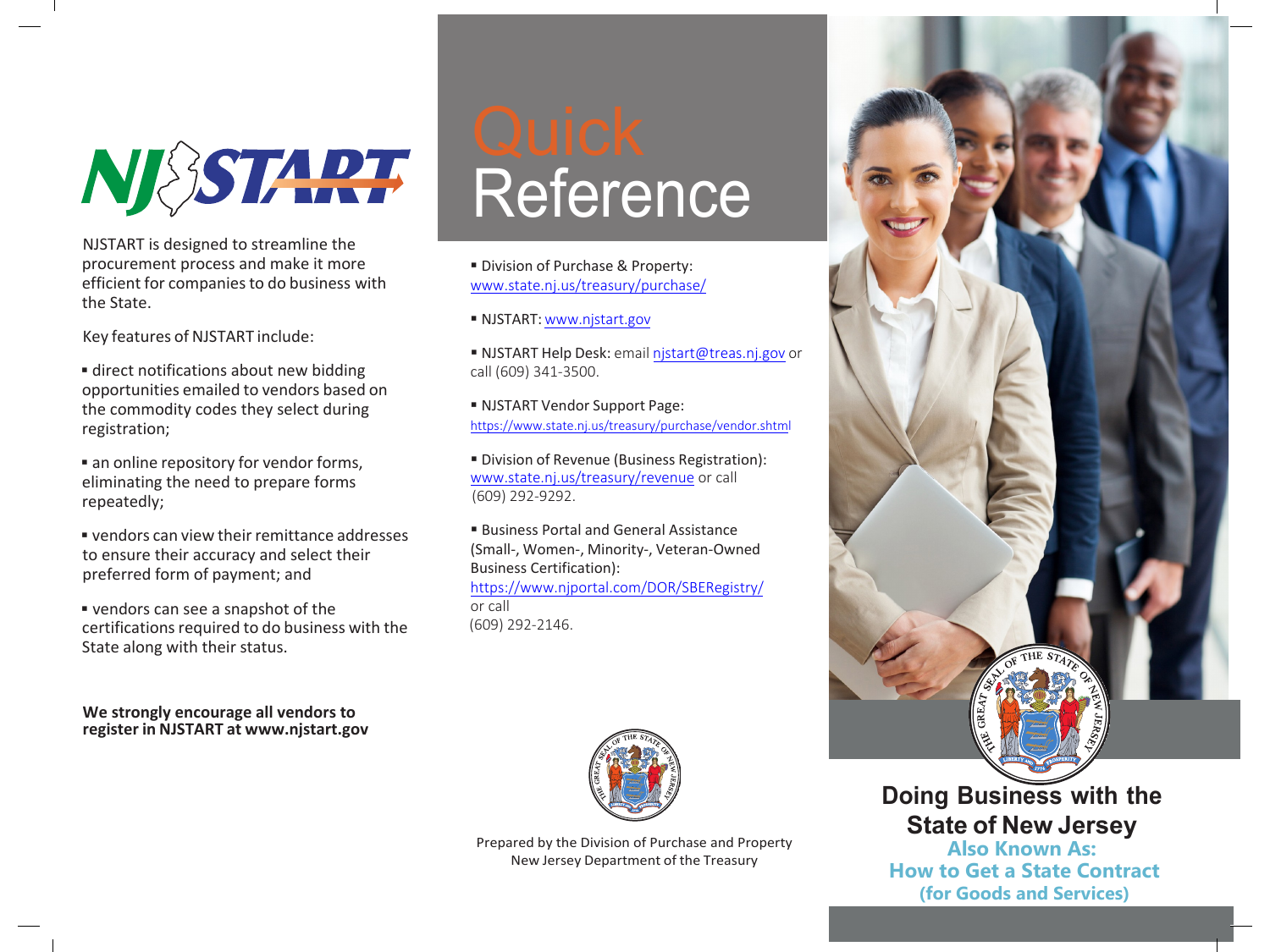# NJSTART

NJSTART is designed to streamline the procurement process and make it more efficient for companies to do business with the State.

Key features of NJSTART include:

- direct notifications about new bidding opportunities emailed to vendors based on the commodity codes they select during registration;
- an online repository for vendor forms, eliminating the need to prepare forms repeatedly;
- vendors can view their remittance addresses to ensure their accuracy and select their preferred form of payment; and
- vendors can see a snapshot of the certifications required to do business with the State along with their status.

**We strongly encourage all vendors to register in NJSTART at www.njstart.gov**

# Quick Reference

- Division of Purchase & Property: www.state.nj.us/treasury/purchase/
- NJSTART: www.njstart.gov
- NJSTART Help Desk: email njstart@treas.nj.gov or call (609) 341-3500.
- NJSTART Vendor Support Page: https://www.state.nj.us/treasury/purchase/vendor.shtml
- Division of Revenue (Business Registration): www.state.nj.us/treasury/revenue or call (609) 292-9292.
- Business Portal and General Assistance (Small-, Women-, Minority-, Veteran-Owned Business Certification): https://www.njportal.com/DOR/SBERegistry/ or call (609) 292-2146.

Prepared by the Division of Purchase and Property
New Jersey Department of the Treasury

# Doing Business with the State of New Jersey

## Also Known As: How to Get a State Contract (for Goods and Services)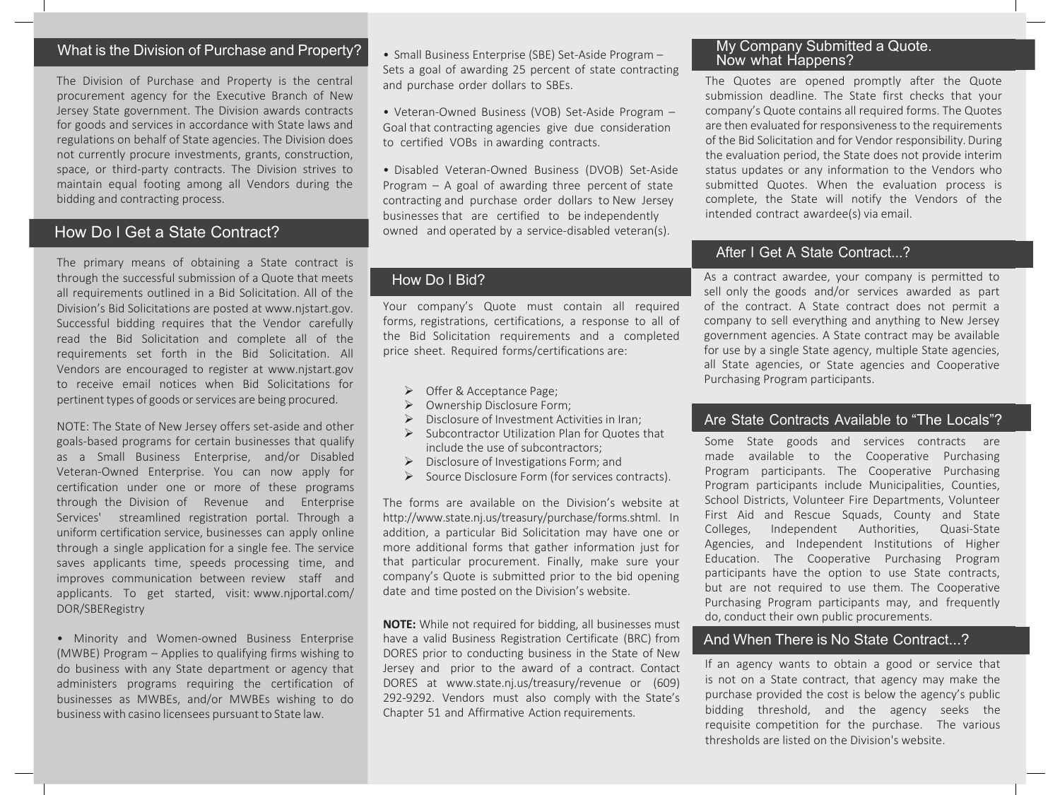## What is the Division of Purchase and Property?

The Division of Purchase and Property is the central procurement agency for the Executive Branch of New Jersey State government. The Division awards contracts for goods and services in accordance with State laws and regulations on behalf of State agencies. The Division does not currently procure investments, grants, construction, space, or third-party contracts. The Division strives to maintain equal footing among all Vendors during the bidding and contracting process.

## How Do I Get a State Contract?

The primary means of obtaining a State contract is through the successful submission of a Quote that meets all requirements outlined in a Bid Solicitation. All of the Division's Bid Solicitations are posted at www.njstart.gov. Successful bidding requires that the Vendor carefully read the Bid Solicitation and complete all of the requirements set forth in the Bid Solicitation. All Vendors are encouraged to register at www.njstart.gov to receive email notices when Bid Solicitations for pertinent types of goods or services are being procured.

NOTE: The State of New Jersey offers set-aside and other goals-based programs for certain businesses that qualify as a Small Business Enterprise, and/or Disabled Veteran-Owned Enterprise. You can now apply for certification under one or more of these programs through the Division of Revenue and Enterprise Services' streamlined registration portal. Through a uniform certification service, businesses can apply online through a single application for a single fee. The service saves applicants time, speeds processing time, and improves communication between review staff and applicants. To get started, visit: www.njportal.com/DOR/SBERegistry

- Minority and Women-owned Business Enterprise (MWBE) Program – Applies to qualifying firms wishing to do business with any State department or agency that administers programs requiring the certification of businesses as MWBEs, and/or MWBEs wishing to do business with casino licensees pursuant to State law.
- Small Business Enterprise (SBE) Set-Aside Program – Sets a goal of awarding 25 percent of state contracting and purchase order dollars to SBEs.
- Veteran-Owned Business (VOB) Set-Aside Program – Goal that contracting agencies give due consideration to certified VOBs in awarding contracts.
- Disabled Veteran-Owned Business (DVOB) Set-Aside Program – A goal of awarding three percent of state contracting and purchase order dollars to New Jersey businesses that are certified to be independently owned and operated by a service-disabled veteran(s).

## How Do I Bid?

Your company's Quote must contain all required forms, registrations, certifications, a response to all of the Bid Solicitation requirements and a completed price sheet. Required forms/certifications are:

- Offer & Acceptance Page;
- Ownership Disclosure Form;
- Disclosure of Investment Activities in Iran;
- Subcontractor Utilization Plan for Quotes that include the use of subcontractors;
- Disclosure of Investigations Form; and
- Source Disclosure Form (for services contracts).

The forms are available on the Division's website at http://www.state.nj.us/treasury/purchase/forms.shtml. In addition, a particular Bid Solicitation may have one or more additional forms that gather information just for that particular procurement. Finally, make sure your company's Quote is submitted prior to the bid opening date and time posted on the Division's website.

**NOTE:** While not required for bidding, all businesses must have a valid Business Registration Certificate (BRC) from DORES prior to conducting business in the State of New Jersey and prior to the award of a contract. Contact DORES at www.state.nj.us/treasury/revenue or (609) 292-9292. Vendors must also comply with the State's Chapter 51 and Affirmative Action requirements.

## My Company Submitted a Quote. Now what Happens?

The Quotes are opened promptly after the Quote submission deadline. The State first checks that your company's Quote contains all required forms. The Quotes are then evaluated for responsiveness to the requirements of the Bid Solicitation and for Vendor responsibility. During the evaluation period, the State does not provide interim status updates or any information to the Vendors who submitted Quotes. When the evaluation process is complete, the State will notify the Vendors of the intended contract awardee(s) via email.

## After I Get A State Contract...?

As a contract awardee, your company is permitted to sell only the goods and/or services awarded as part of the contract. A State contract does not permit a company to sell everything and anything to New Jersey government agencies. A State contract may be available for use by a single State agency, multiple State agencies, all State agencies, or State agencies and Cooperative Purchasing Program participants.

## Are State Contracts Available to "The Locals"?

Some State goods and services contracts are made available to the Cooperative Purchasing Program participants. The Cooperative Purchasing Program participants include Municipalities, Counties, School Districts, Volunteer Fire Departments, Volunteer First Aid and Rescue Squads, County and State Colleges, Independent Authorities, Quasi-State Agencies, and Independent Institutions of Higher Education. The Cooperative Purchasing Program participants have the option to use State contracts, but are not required to use them. The Cooperative Purchasing Program participants may, and frequently do, conduct their own public procurements.

## And When There is No State Contract...?

If an agency wants to obtain a good or service that is not on a State contract, that agency may make the purchase provided the cost is below the agency's public bidding threshold, and the agency seeks the requisite competition for the purchase. The various thresholds are listed on the Division's website.